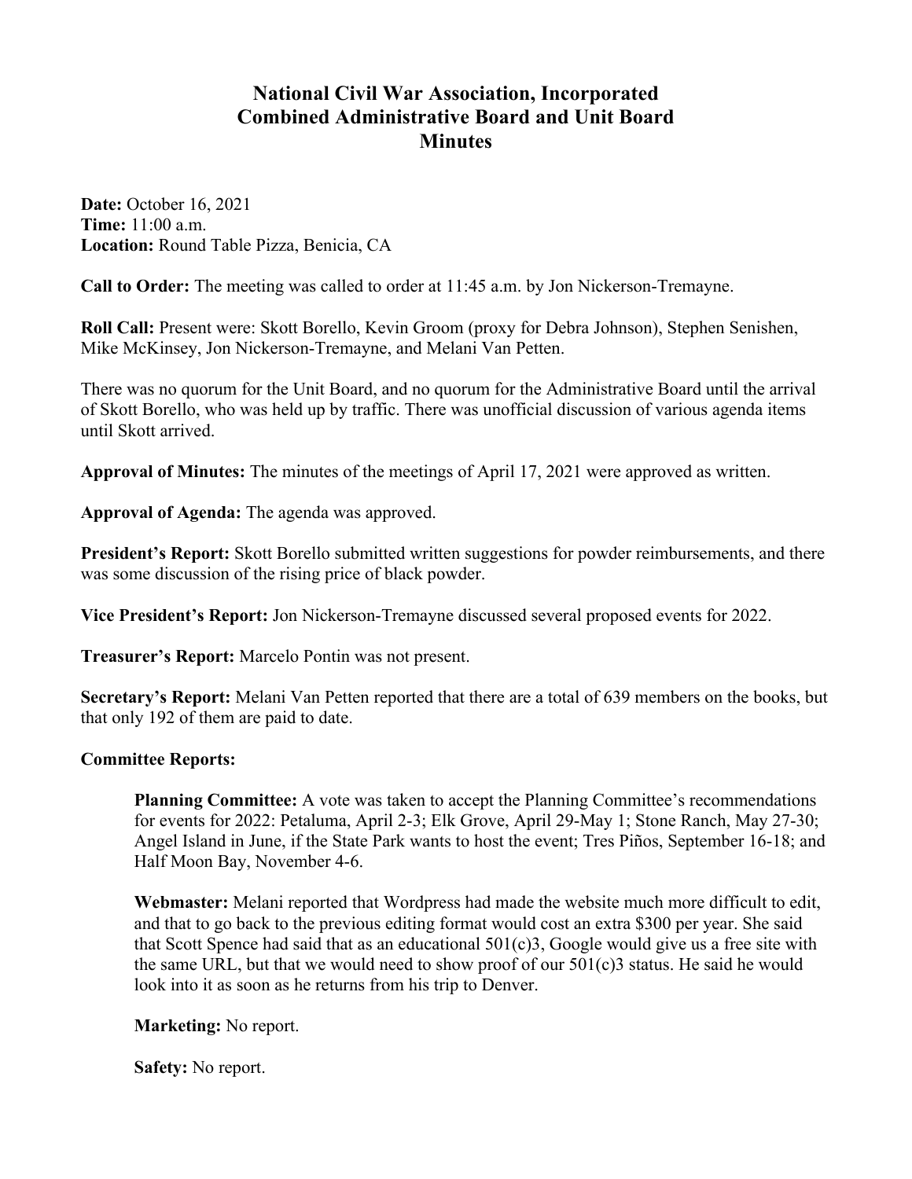# National Civil War Association, Incorporated
# Combined Administrative Board and Unit Board
# Minutes

**Date:** October 16, 2021
**Time:** 11:00 a.m.
**Location:** Round Table Pizza, Benicia, CA

**Call to Order:** The meeting was called to order at 11:45 a.m. by Jon Nickerson-Tremayne.

**Roll Call:** Present were: Skott Borello, Kevin Groom (proxy for Debra Johnson), Stephen Senishen, Mike McKinsey, Jon Nickerson-Tremayne, and Melani Van Petten.

There was no quorum for the Unit Board, and no quorum for the Administrative Board until the arrival of Skott Borello, who was held up by traffic. There was unofficial discussion of various agenda items until Skott arrived.

**Approval of Minutes:** The minutes of the meetings of April 17, 2021 were approved as written.

**Approval of Agenda:** The agenda was approved.

**President's Report:** Skott Borello submitted written suggestions for powder reimbursements, and there was some discussion of the rising price of black powder.

**Vice President's Report:** Jon Nickerson-Tremayne discussed several proposed events for 2022.

**Treasurer's Report:** Marcelo Pontin was not present.

**Secretary's Report:** Melani Van Petten reported that there are a total of 639 members on the books, but that only 192 of them are paid to date.

**Committee Reports:**

> **Planning Committee:** A vote was taken to accept the Planning Committee's recommendations for events for 2022: Petaluma, April 2-3; Elk Grove, April 29-May 1; Stone Ranch, May 27-30; Angel Island in June, if the State Park wants to host the event; Tres Piños, September 16-18; and Half Moon Bay, November 4-6.
>
> **Webmaster:** Melani reported that Wordpress had made the website much more difficult to edit, and that to go back to the previous editing format would cost an extra $300 per year. She said that Scott Spence had said that as an educational 501(c)3, Google would give us a free site with the same URL, but that we would need to show proof of our 501(c)3 status. He said he would look into it as soon as he returns from his trip to Denver.
>
> **Marketing:** No report.
>
> **Safety:** No report.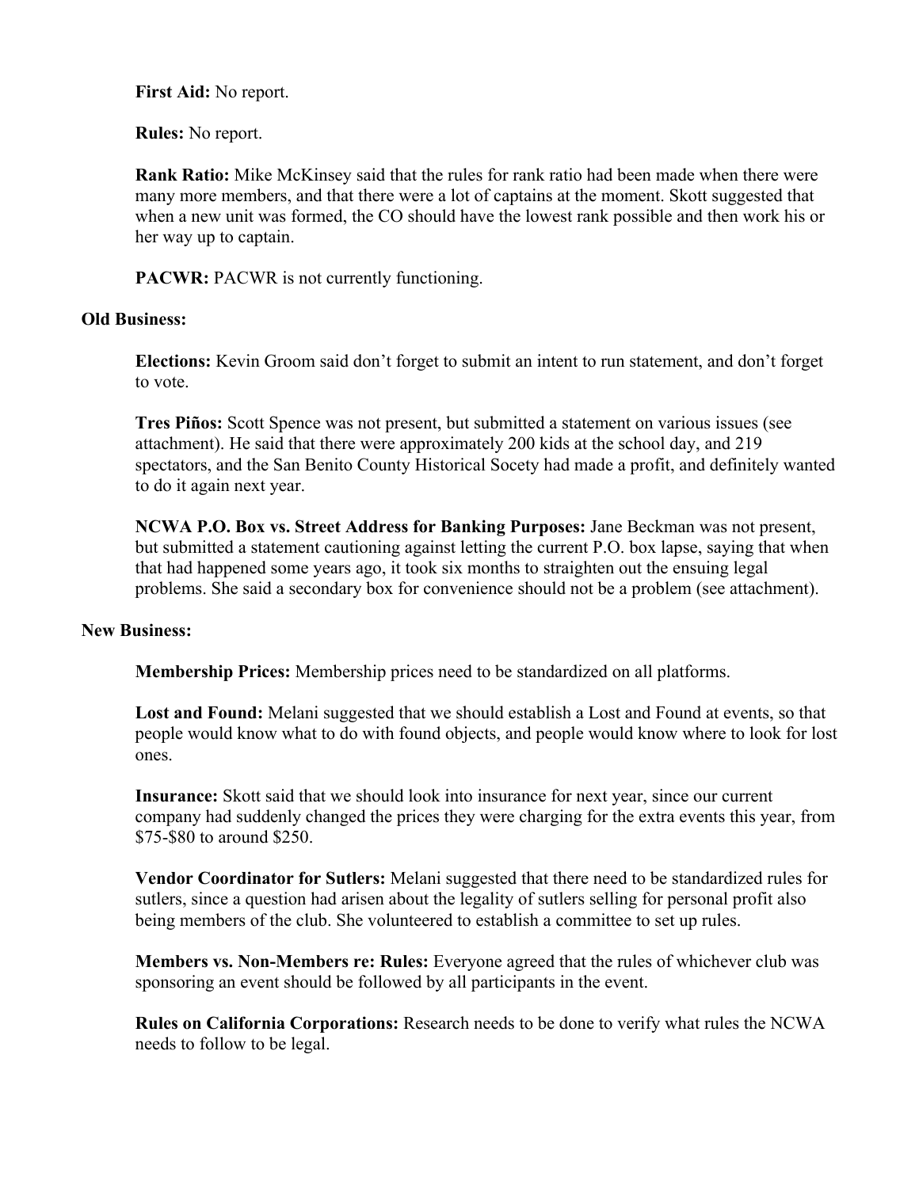**First Aid:** No report.

**Rules:** No report.

**Rank Ratio:** Mike McKinsey said that the rules for rank ratio had been made when there were many more members, and that there were a lot of captains at the moment. Skott suggested that when a new unit was formed, the CO should have the lowest rank possible and then work his or her way up to captain.

**PACWR:** PACWR is not currently functioning.

**Old Business:**

**Elections:** Kevin Groom said don't forget to submit an intent to run statement, and don't forget to vote.

**Tres Piños:** Scott Spence was not present, but submitted a statement on various issues (see attachment). He said that there were approximately 200 kids at the school day, and 219 spectators, and the San Benito County Historical Socety had made a profit, and definitely wanted to do it again next year.

**NCWA P.O. Box vs. Street Address for Banking Purposes:** Jane Beckman was not present, but submitted a statement cautioning against letting the current P.O. box lapse, saying that when that had happened some years ago, it took six months to straighten out the ensuing legal problems. She said a secondary box for convenience should not be a problem (see attachment).

**New Business:**

**Membership Prices:** Membership prices need to be standardized on all platforms.

**Lost and Found:** Melani suggested that we should establish a Lost and Found at events, so that people would know what to do with found objects, and people would know where to look for lost ones.

**Insurance:** Skott said that we should look into insurance for next year, since our current company had suddenly changed the prices they were charging for the extra events this year, from $75-$80 to around $250.

**Vendor Coordinator for Sutlers:** Melani suggested that there need to be standardized rules for sutlers, since a question had arisen about the legality of sutlers selling for personal profit also being members of the club. She volunteered to establish a committee to set up rules.

**Members vs. Non-Members re: Rules:** Everyone agreed that the rules of whichever club was sponsoring an event should be followed by all participants in the event.

**Rules on California Corporations:** Research needs to be done to verify what rules the NCWA needs to follow to be legal.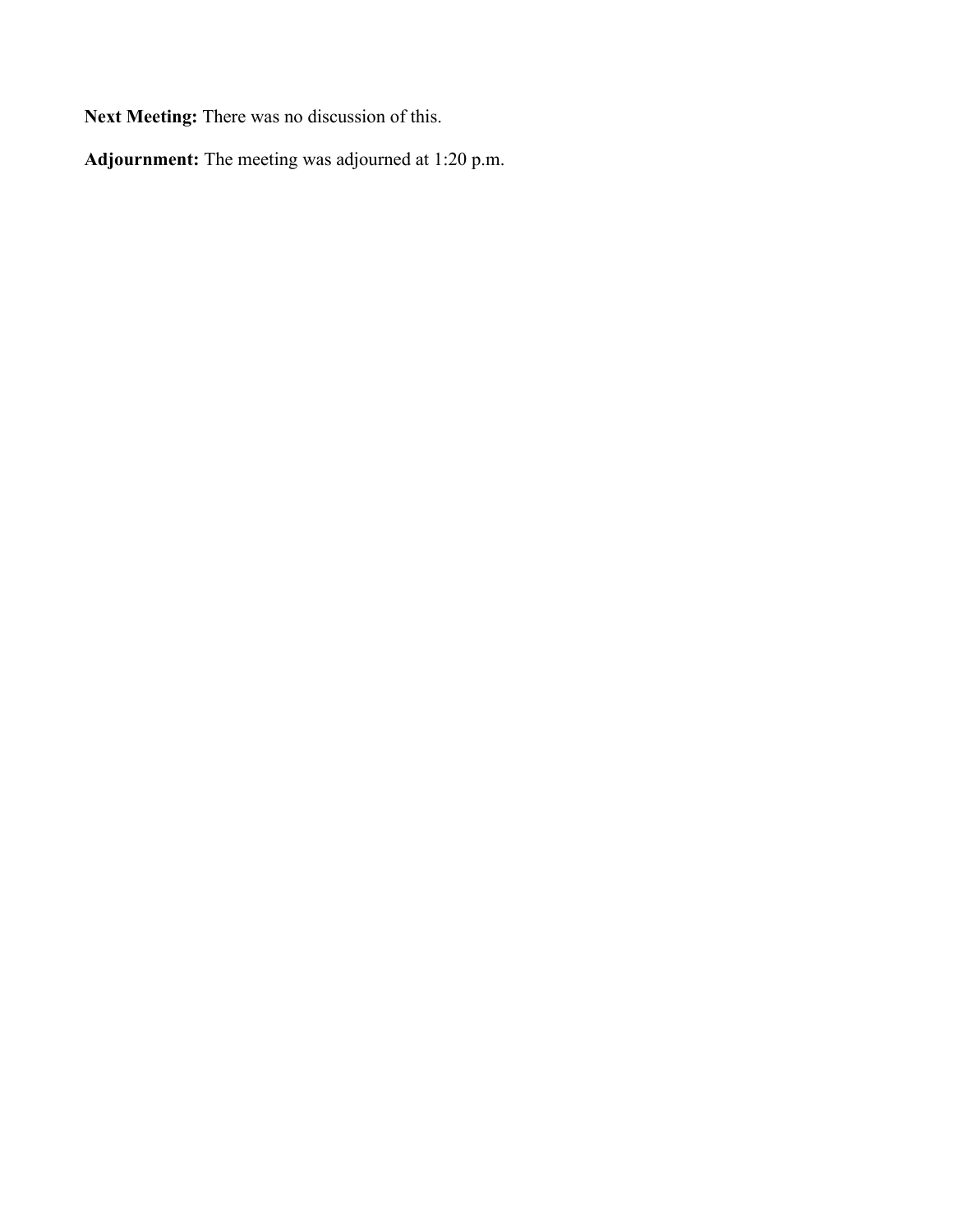**Next Meeting:** There was no discussion of this.

**Adjournment:** The meeting was adjourned at 1:20 p.m.